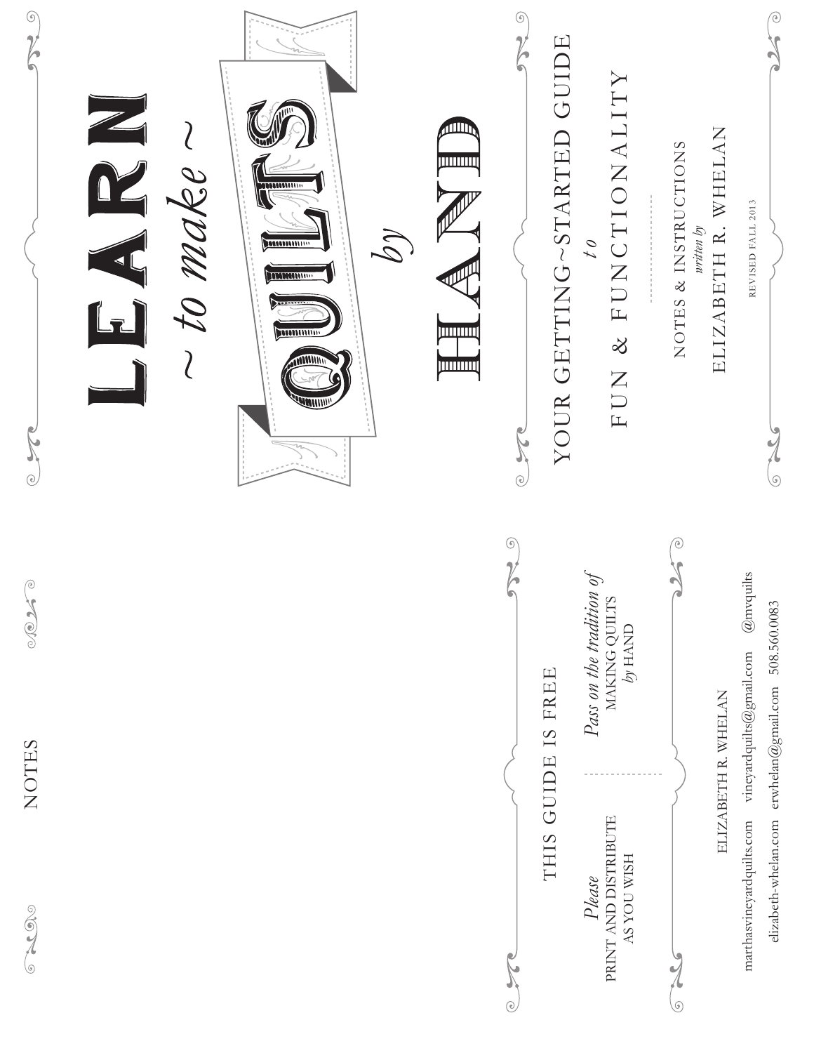# LEARN ~ to make ~ QUILTS *by* HAND

## YOUR GETTING~STARTED GUIDE *to* FUN & FUNCTIONALITY

NOTES & INSTRUCTIONS
*written by*
ELIZABETH R. WHELAN

REVISED FALL 2013

NOTES

THIS GUIDE IS FREE

*Please*
PRINT AND DISTRIBUTE AS YOU WISH

*Pass on the tradition of*
MAKING QUILTS
*by* HAND

ELIZABETH R. WHELAN

marthasvineyardquilts.com vineyardquilts@gmail.com @mvquilts

elizabeth-whelan.com erwhelan@gmail.com 508.560.0083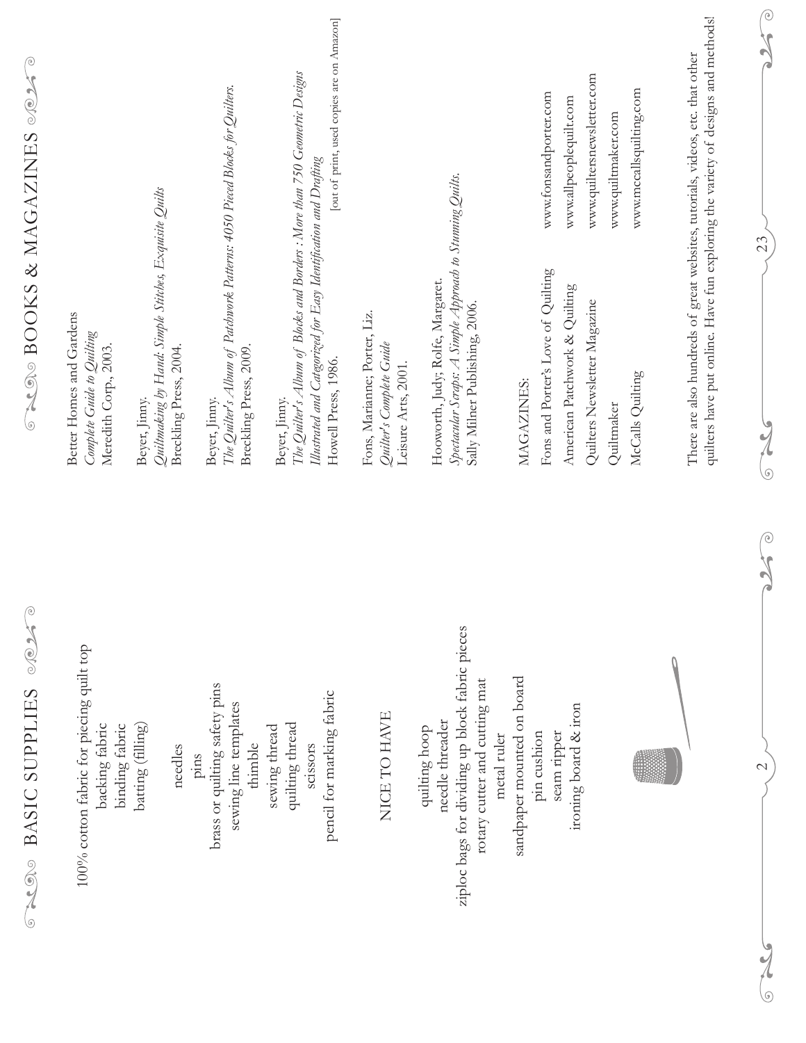# BASIC SUPPLIES

100% cotton fabric for piecing quilt top
backing fabric
binding fabric
batting (filling)

needles
pins
brass or quilting safety pins
sewing line templates
thimble
sewing thread
quilting thread
scissors
pencil for marking fabric

## NICE TO HAVE

quilting hoop
needle threader
ziploc bags for dividing up block fabric pieces
rotary cutter and cutting mat
metal ruler
sandpaper mounted on board
pin cushion
seam ripper
ironing board & iron

# BOOKS & MAGAZINES

Better Homes and Gardens
*Complete Guide to Quilting*
Meredith Corp., 2003.

Beyer, Jinny.
*Quiltmaking by Hand: Simple Stitches, Exquisite Quilts*
Breckling Press, 2004.

Beyer, Jinny.
*The Quilter's Album of Patchwork Patterns: 4050 Pieced Blocks for Quilters.*
Breckling Press, 2009.

Beyer, Jinny.
*The Quilter's Album of Blocks and Borders : More than 750 Geometric Designs Illustrated and Categorized for Easy Identification and Drafting*
Howell Press, 1986. [out of print, used copies are on Amazon]

Fons, Marianne; Porter, Liz.
*Quilter's Complete Guide*
Leisure Arts, 2001.

Hooworth, Judy; Rolfe, Margaret.
*Spectacular Scraps: A Simple Approach to Stunning Quilts.*
Sally Milner Publishing, 2006.

MAGAZINES:

| | |
|---|---|
| Fons and Porter's Love of Quilting | www.fonsandporter.com |
| American Patchwork & Quilting | www.allpeoplequilt.com |
| Quilters Newsletter Magazine | www.quiltersnewsletter.com |
| Quiltmaker | www.quiltmaker.com |
| McCalls Quilting | www.mccallsquilting.com |

There are also hundreds of great websites, tutorials, videos, etc. that other quilters have put online. Have fun exploring the variety of designs and methods!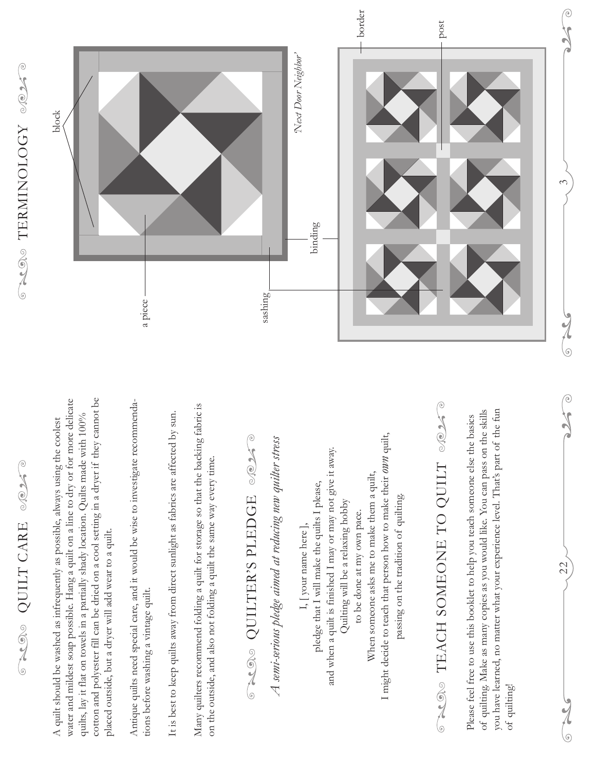# QUILT CARE

A quilt should be washed as infrequently as possible, always using the coolest water and mildest soap possible. Hang a quilt on a line to dry or for more delicate quilts, lay it flat on towels in a partially shady location. Quilts made with 100% cotton and polyester fill can be dried on a cool setting in a dryer if they cannot be placed outside, but a dryer will add wear to a quilt.

Antique quilts need special care, and it would be wise to investigate recommendations before washing a vintage quilt.

It is best to keep quilts away from direct sunlight as fabrics are affected by sun.

Many quilters recommend folding a quilt for storage so that the backing fabric is on the outside, and also not folding a quilt the same way every time.

# QUILTER'S PLEDGE

*A semi-serious pledge aimed at reducing new quilter stress*

I, [your name here],
pledge that I will make the quilts I please,
and when a quilt is finished I may or may not give it away.
Quilting will be a relaxing hobby
to be done at my own pace.
When someone asks me to make them a quilt,
I might decide to teach that person how to make their *own* quilt,
passing on the tradition of quilting.

# TEACH SOMEONE TO QUILT

Please feel free to use this booklet to help you teach someone else the basics of quilting. Make as many copies as you would like. You can pass on the skills you have learned, no matter what your experience level. That's part of the fun of quilting!

# TERMINOLOGY

block

a piece

sashing

binding

post

border

'Next Door Neighbor'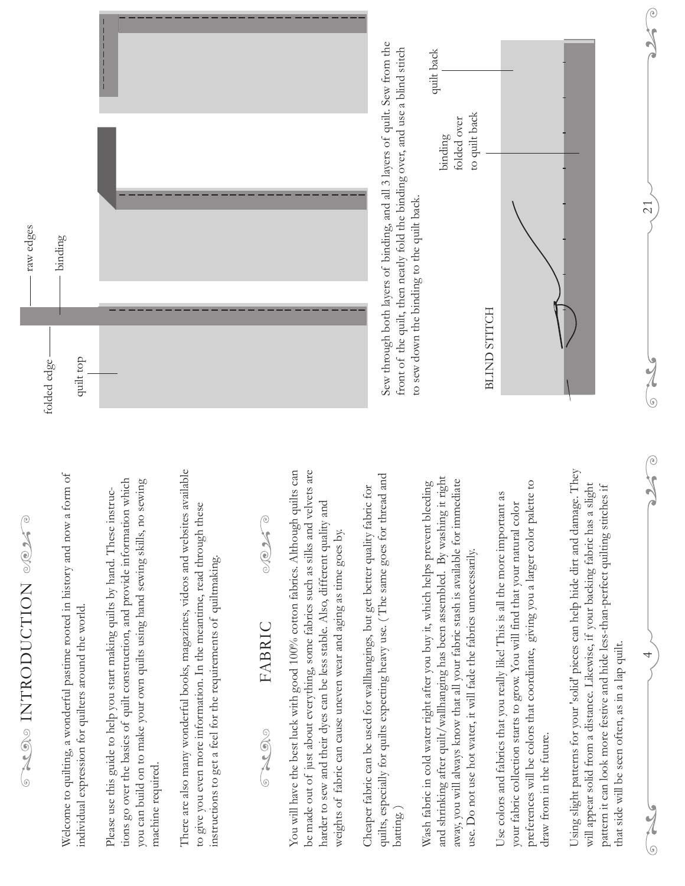# INTRODUCTION

Welcome to quilting, a wonderful pastime rooted in history and now a form of individual expression for quilters around the world.

Please use this guide to help you start making quilts by hand. These instructions go over the basics of quilt construction, and provide information which you can build on to make your own quilts using hand sewing skills, no sewing machine required.

There are also many wonderful books, magazines, videos and websites available to give you even more information. In the meantime, read through these instructions to get a feel for the requirements of quiltmaking.

# FABRIC

You will have the best luck with good 100% cotton fabrics. Although quilts can be made out of just about everything, some fabrics such as silks and velvets are harder to sew and their dyes can be less stable. Also, different quality and weights of fabric can cause uneven wear and aging as time goes by.

Cheaper fabric can be used for wallhangings, but get better quality fabric for quilts, especially for quilts expecting heavy use. (The same goes for thread and batting.)

Wash fabric in cold water right after you buy it, which helps prevent bleeding and shrinking after quilt/wallhanging has been assembled. By washing it right away, you will always know that all your fabric stash is available for immediate use. Do not use hot water, it will fade the fabrics unnecessarily.

Use colors and fabrics that you really like! This is all the more important as your fabric collection starts to grow. You will find that your natural color preferences will be colors that coordinate, giving you a larger color palette to draw from in the future.

Using slight patterns for your 'solid' pieces can help hide dirt and damage. They will appear solid from a distance. Likewise, if your backing fabric has a slight pattern it can look more festive and hide less-than-perfect quilting stitches if that side will be seen often, as in a lap quilt.

folded edge

quilt top

raw edges

binding

Sew through both layers of binding, and all 3 layers of quilt. Sew from the front of the quilt, then neatly fold the binding over, and use a blind stitch to sew down the binding to the quilt back.

BLIND STITCH

binding folded over to quilt back

quilt back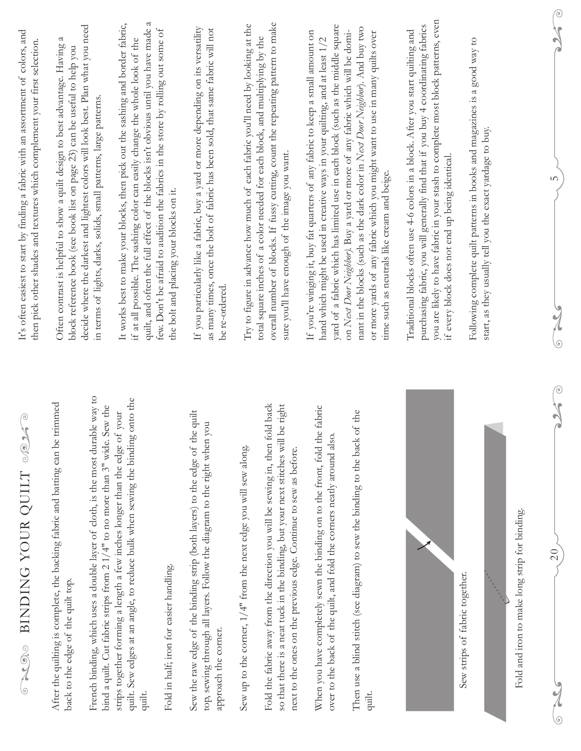# BINDING YOUR QUILT

After the quilting is complete, the backing fabric and batting can be trimmed back to the edge of the quilt top.

French binding, which uses a double layer of cloth, is the most durable way to bind a quilt. Cut fabric strips from 2 1/4" to no more than 3" wide. Sew the strips together forming a length a few inches longer than the edge of your quilt. Sew edges at an angle, to reduce bulk when sewing the binding onto the quilt.

Fold in half; iron for easier handling.

Sew the raw edge of the binding strip (both layers) to the edge of the quilt top, sewing through all layers. Follow the diagram to the right when you approach the corner.

Sew up to the corner, 1/4" from the next edge you will sew along.

Fold the fabric away from the direction you will be sewing in, then fold back so that there is a neat tuck in the binding, but your next stitches will be right next to the ones on the previous edge. Continue to sew as before.

When you have completely sewn the binding on to the front, fold the fabric over to the back of the quilt, and fold the corners neatly around also.

Then use a blind stitch (see diagram) to sew the binding to the back of the quilt.

Sew strips of fabric together.

Fold and iron to make long strip for binding.

It's often easiest to start by finding a fabric with an assortment of colors, and then pick other shades and textures which complement your first selection.

Often contrast is helpful to show a quilt design to best advantage. Having a block reference book (see book list on page 23) can be useful to help you decide where the darkest and lightest colors will look best. Plan what you need in terms of lights, darks, solids, small patterns, large patterns.

It works best to make your blocks, then pick out the sashing and border fabric, if at all possible. The sashing color can easily change the whole look of the quilt, and often the full effect of the blocks isn't obvious until you have made a few. Don't be afraid to audition the fabrics in the store by rolling out some of the bolt and placing your blocks on it.

If you particularly like a fabric, buy a yard or more depending on its versatility as many times, once the bolt of fabric has been sold, that same fabric will not be re-ordered.

Try to figure in advance how much of each fabric you'll need by looking at the total square inches of a color needed for each block, and multiplying by the overall number of blocks. If fussy cutting, count the repeating pattern to make sure you'll have enough of the image you want.

If you're winging it, buy fat quarters of any fabric to keep a small amount on hand which might be used in creative ways in your quilting, and at least 1/2 yard of a fabric which has limited use in each block (such as the middle square on *Next Door Neighbor*). Buy a yard or more of any fabric which will be dominant in the blocks (such as the dark color in *Next Door Neighbor*). And buy two or more yards of any fabric which you might want to use in many quilts over time such as neutrals like cream and beige.

Traditional blocks often use 4-6 colors in a block. After you start quilting and purchasing fabric, you will generally find that if you buy 4 coordinating fabrics you are likely to have fabric in your stash to complete most block patterns, even if every block does not end up being identical.

Following complete quilt patterns in books and magazines is a good way to start, as they usually tell you the exact yardage to buy.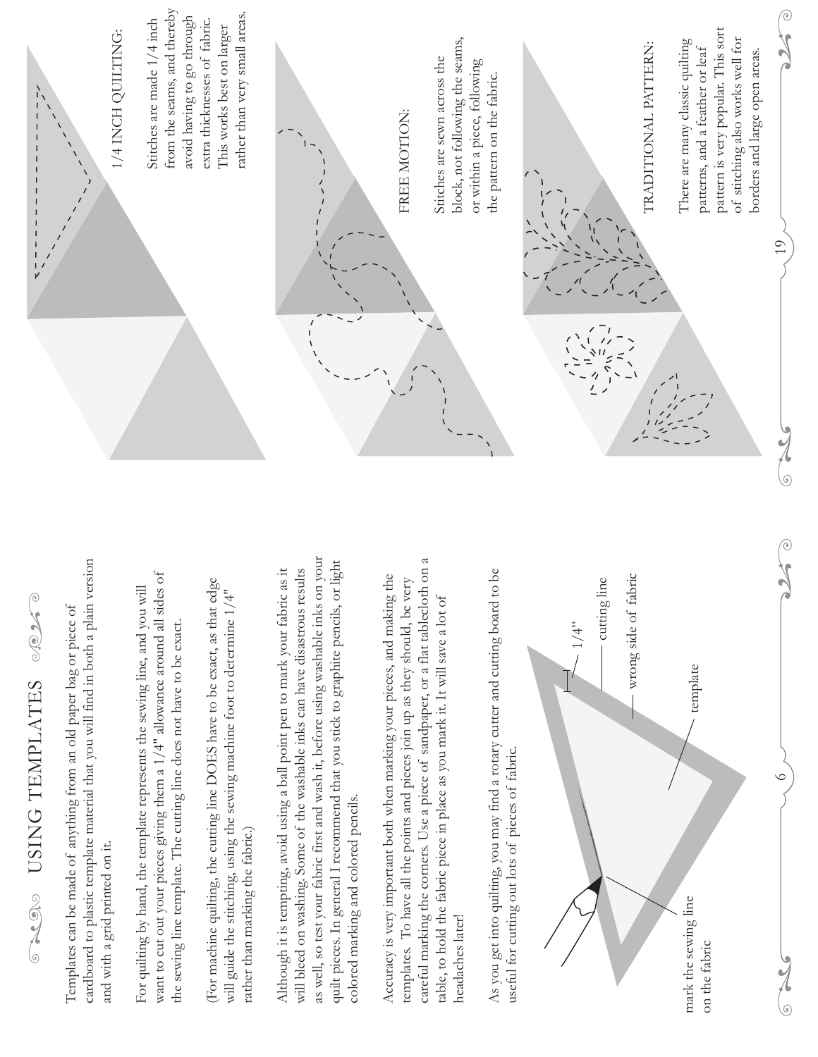# USING TEMPLATES

Templates can be made of anything from an old paper bag or piece of cardboard to plastic template material that you will find in both a plain version and with a grid printed on it.

For quilting by hand, the template represents the sewing line, and you will want to cut out your pieces giving them a 1/4" allowance around all sides of the sewing line template. The cutting line does not have to be exact.

(For machine quilting, the cutting line DOES have to be exact, as that edge will guide the stitching, using the sewing machine foot to determine 1/4" rather than marking the fabric.)

Although it is tempting, avoid using a ball point pen to mark your fabric as it will bleed on washing. Some of the washable inks can have disastrous results as well, so test your fabric first and wash it, before using washable inks on your quilt pieces. In general I recommend that you stick to graphite pencils, or light colored marking and colored pencils.

Accuracy is very important both when marking your pieces, and making the templates. To have all the points and pieces join up as they should, be very careful marking the corners. Use a piece of sandpaper, or a flat tablecloth on a table, to hold the fabric piece in place as you mark it. It will save a lot of headaches later!

As you get into quilting, you may find a rotary cutter and cutting board to be useful for cutting out lots of pieces of fabric.

mark the sewing line on the fabric

1/4"

cutting line

wrong side of fabric

template

## 1/4 INCH QUILTING:

Stitches are made 1/4 inch from the seams, and thereby avoid having to go through extra thicknesses of fabric. This works best on larger rather than very small areas.

## FREE MOTION:

Stitches are sewn across the block, not following the seams, or within a piece, following the pattern on the fabric.

## TRADITIONAL PATTERN:

There are many classic quilting patterns, and a feather or leaf pattern is very popular. This sort of stitching also works well for borders and large open areas.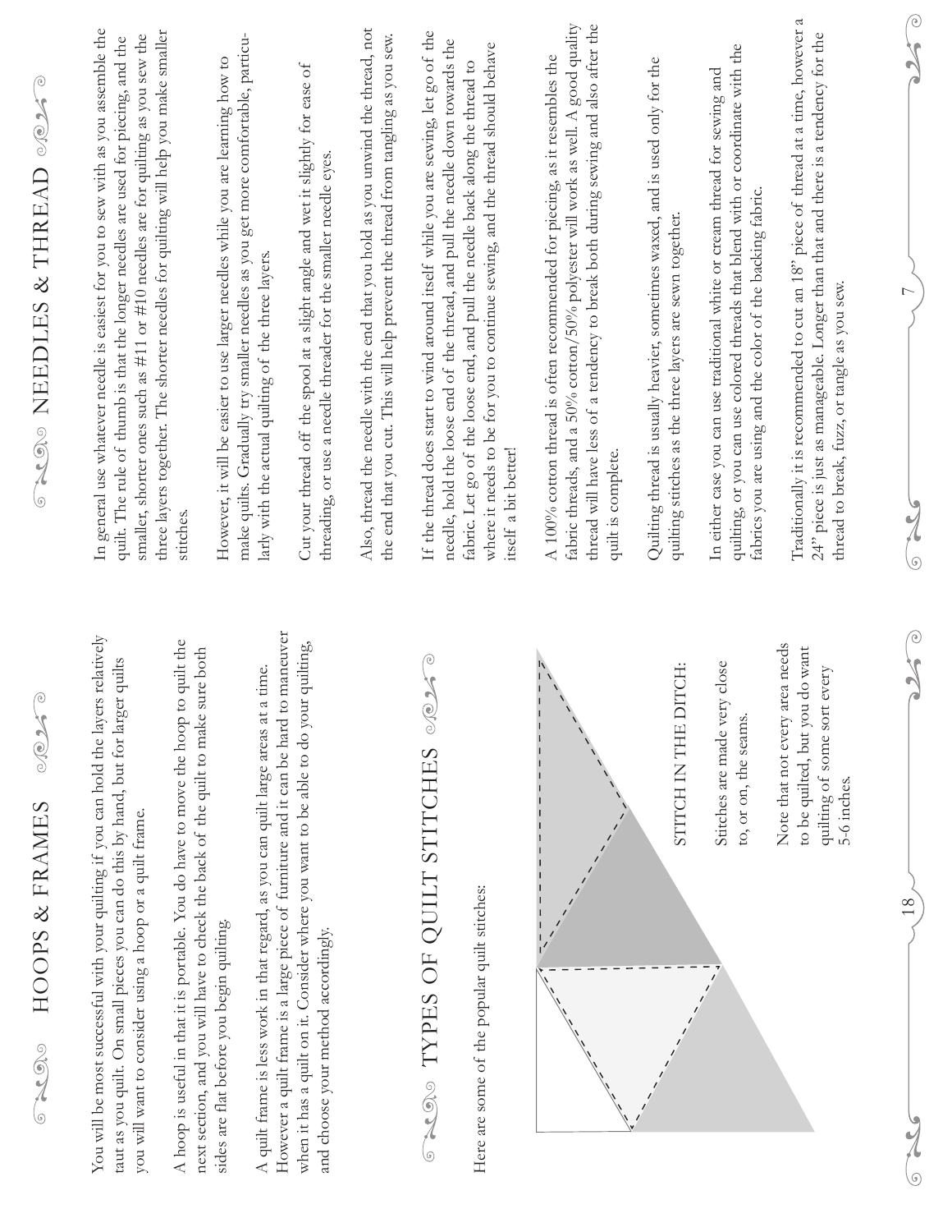# HOOPS & FRAMES

You will be most successful with your quilting if you can hold the layers relatively taut as you quilt. On small pieces you can do this by hand, but for larger quilts you will want to consider using a hoop or a quilt frame.

A hoop is useful in that it is portable. You do have to move the hoop to quilt the next section, and you will have to check the back of the quilt to make sure both sides are flat before you begin quilting.

A quilt frame is less work in that regard, as you can quilt large areas at a time. However a quilt frame is a large piece of furniture and it can be hard to maneuver when it has a quilt on it. Consider where you want to be able to do your quilting, and choose your method accordingly.

# TYPES OF QUILT STITCHES

Here are some of the popular quilt stitches:

STITCH IN THE DITCH:

Stitches are made very close to, or on, the seams.

Note that not every area needs to be quilted, but you do want quilting of some sort every 5-6 inches.

# NEEDLES & THREAD

In general use whatever needle is easiest for you to sew with as you assemble the quilt. The rule of thumb is that the longer needles are used for piecing, and the smaller, shorter ones such as #11 or #10 needles are for quilting as you sew the three layers together. The shorter needles for quilting will help you make smaller stitches.

However, it will be easier to use larger needles while you are learning how to make quilts. Gradually try smaller needles as you get more comfortable, particularly with the actual quilting of the three layers.

Cut your thread off the spool at a slight angle and wet it slightly for ease of threading, or use a needle threader for the smaller needle eyes.

Also, thread the needle with the end that you hold as you unwind the thread, not the end that you cut. This will help prevent the thread from tangling as you sew.

If the thread does start to wind around itself while you are sewing, let go of the needle, hold the loose end of the thread, and pull the needle down towards the fabric. Let go of the loose end, and pull the needle back along the thread to where it needs to be for you to continue sewing, and the thread should behave itself a bit better!

A 100% cotton thread is often recommended for piecing, as it resembles the fabric threads, and a 50% cotton/50% polyester will work as well. A good quality thread will have less of a tendency to break both during sewing and also after the quilt is complete.

Quilting thread is usually heavier, sometimes waxed, and is used only for the quilting stitches as the three layers are sewn together.

In either case you can use traditional white or cream thread for sewing and quilting, or you can use colored threads that blend with or coordinate with the fabrics you are using and the color of the backing fabric.

Traditionally it is recommended to cut an 18" piece of thread at a time, however a 24" piece is just as manageable. Longer than that and there is a tendency for the thread to break, fuzz, or tangle as you sew.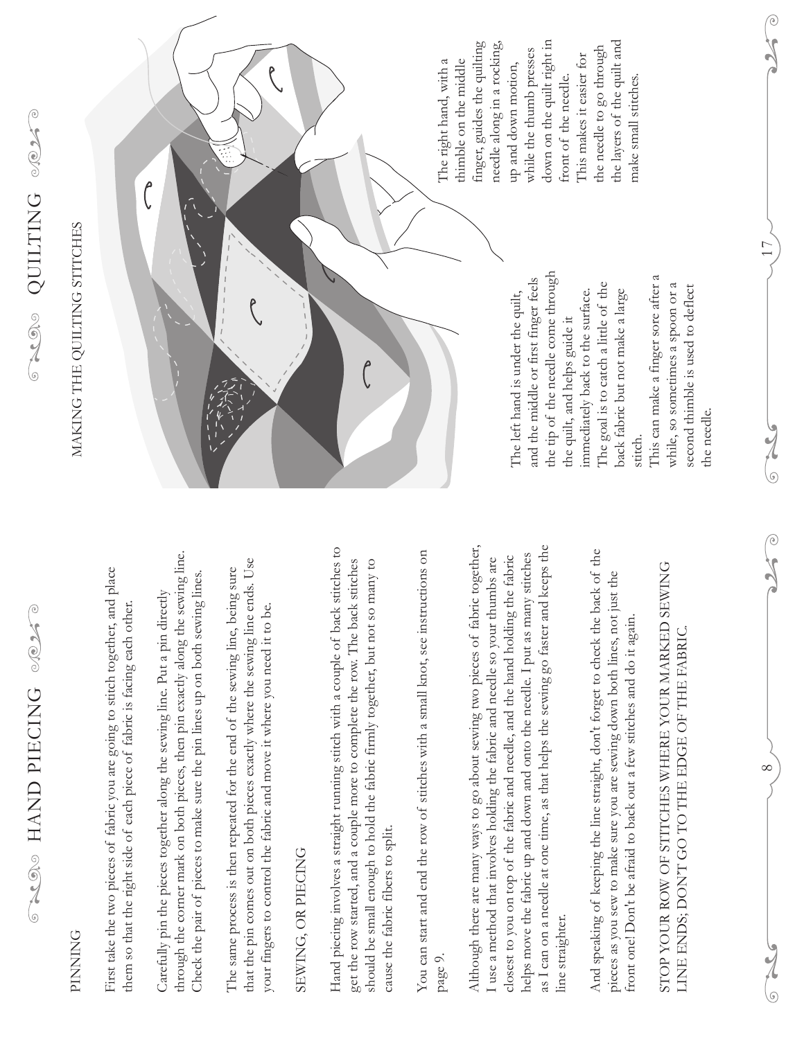# HAND PIECING

## PINNING

First take the two pieces of fabric you are going to stitch together, and place them so that the right side of each piece of fabric is facing each other.

Carefully pin the pieces together along the sewing line. Put a pin directly through the corner mark on both pieces, then pin exactly along the sewing line. Check the pair of pieces to make sure the pin lines up on both sewing lines.

The same process is then repeated for the end of the sewing line, being sure that the pin comes out on both pieces exactly where the sewing line ends. Use your fingers to control the fabric and move it where you need it to be.

## SEWING, OR PIECING

Hand piecing involves a straight running stitch with a couple of back stitches to get the row started, and a couple more to complete the row. The back stitches should be small enough to hold the fabric firmly together, but not so many to cause the fabric fibers to split.

You can start and end the row of stitches with a small knot, see instructions on page 9.

Although there are many ways to go about sewing two pieces of fabric together, I use a method that involves holding the fabric and needle so your thumbs are closest to you on top of the fabric and needle, and the hand holding the fabric helps move the fabric up and down and onto the needle. I put as many stitches as I can on a needle at one time, as that helps the sewing go faster and keeps the line straighter.

And speaking of keeping the line straight, don't forget to check the back of the pieces as you sew to make sure you are sewing down both lines, not just the front one! Don't be afraid to back out a few stitches and do it again.

STOP YOUR ROW OF STITCHES WHERE YOUR MARKED SEWING LINE ENDS; DON'T GO TO THE EDGE OF THE FABRIC.

# QUILTING

## MAKING THE QUILTING STITCHES

The left hand is under the quilt, and the middle or first finger feels the tip of the needle come through the quilt, and helps guide it immediately back to the surface. The goal is to catch a little of the back fabric but not make a large stitch.

This can make a finger sore after a while, so sometimes a spoon or a second thimble is used to deflect the needle.

The right hand, with a thimble on the middle finger, guides the quilting needle along in a rocking, up and down motion, while the thumb presses down on the quilt right in front of the needle. This makes it easier for the needle to go through the layers of the quilt and make small stitches.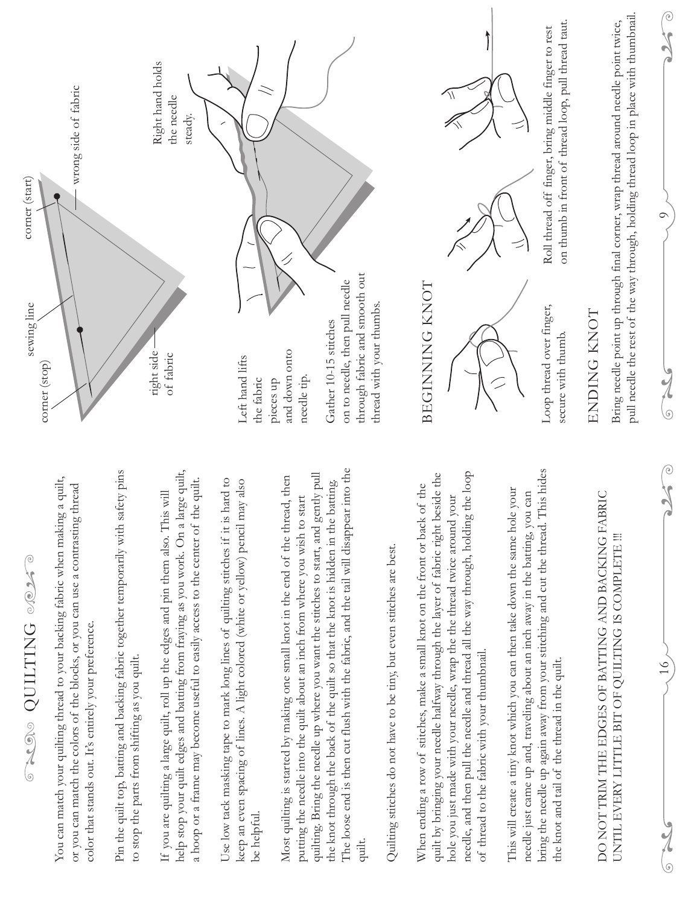# QUILTING

You can match your quilting thread to your backing fabric when making a quilt, or you can match the colors of the blocks, or you can use a contrasting thread color that stands out. It's entirely your preference.

Pin the quilt top, batting and backing fabric together temporarily with safety pins to stop the parts from shifting as you quilt.

If you are quilting a large quilt, roll up the edges and pin them also. This will help stop your quilt edges and batting from fraying as you work. On a large quilt, a hoop or a frame may become useful to easily access to the center of the quilt.

Use low tack masking tape to mark long lines of quilting stitches if it is hard to keep an even spacing of lines. A light colored (white or yellow) pencil may also be helpful.

Most quilting is started by making one small knot in the end of the thread, then putting the needle into the quilt about an inch from where you wish to start quilting. Bring the needle up where you want the stitches to start, and gently pull the knot through the back of the quilt so that the knot is hidden in the batting. The loose end is then cut flush with the fabric, and the tail will disappear into the quilt.

Quilting stitches do not have to be tiny, but even stitches are best.

When ending a row of stitches, make a small knot on the front or back of the quilt by bringing your needle halfway through the layer of fabric right beside the hole you just made with your needle, wrap the the thread twice around your needle, and then pull the needle and thread all the way through, holding the loop of thread to the fabric with your thumbnail.

This will create a tiny knot which you can then take down the same hole your needle just came up and, traveling about an inch away in the batting, you can bring the needle up again away from your stitching and cut the thread. This hides the knot and tail of the thread in the quilt.

DO NOT TRIM THE EDGES OF BATTING AND BACKING FABRIC UNTIL EVERY LITTLE BIT OF QUILTING IS COMPLETE !!!

corner (stop) — sewing line — corner (start)

right side of fabric — wrong side of fabric

Left hand lifts the fabric pieces up and down onto needle tip.

Right hand holds the needle steady.

Gather 10-15 stitches on to needle, then pull needle through fabric and smooth out thread with your thumbs.

## BEGINNING KNOT

Loop thread over finger, secure with thumb.

Roll thread off finger, bring middle finger to rest on thumb in front of thread loop, pull thread taut.

## ENDING KNOT

Bring needle point up through final corner, wrap thread around needle point twice, pull needle the rest of the way through, holding thread loop in place with thumbnail.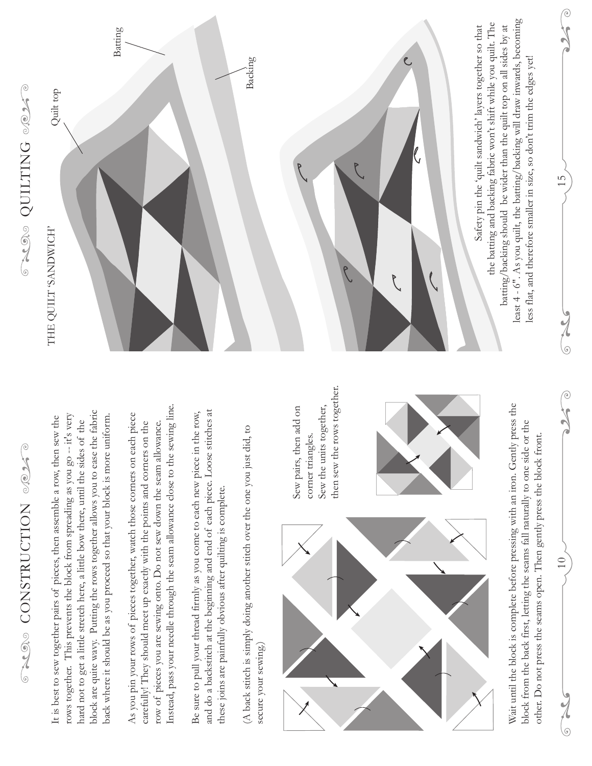# CONSTRUCTION

It is best to sew together pairs of pieces, then assemble a row, then sew the rows together. This prevents the block from spreading as you go – it's very hard not to get a little stretch here, a little bow there, until the sides of the block are quite wavy. Putting the rows together allows you to ease the fabric back where it should be as you proceed so that your block is more uniform.

As you pin your rows of pieces together, watch those corners on each piece carefully! They should meet up exactly with the points and corners on the row of pieces you are sewing onto. Do not sew down the seam allowance. Instead, pass your needle through the seam allowance close to the sewing line.

Be sure to pull your thread firmly as you come to each new piece in the row, and do a backstitch at the beginning and end of each piece. Loose stitches at these joins are painfully obvious after quilting is complete.

(A back stitch is simply doing another stitch over the one you just did, to secure your sewing.)

Sew pairs, then add on corner triangles.
Sew the units together, then sew the rows together.

Wait until the block is complete before pressing with an iron. Gently press the block from the back first, letting the seams fall naturally to one side or the other. Do not press the seams open. Then gently press the block front.

# QUILTING

THE QUILT 'SANDWICH'

Quilt top

Batting

Backing

Safety pin the 'quilt sandwich' layers together so that the batting and backing fabric won't shift while you quilt. The batting/backing should be wider than the quilt top on all sides by at least 4 - 6". As you quilt, the batting/backing will draw inwards, becoming less flat, and therefore smaller in size, so don't trim the edges yet!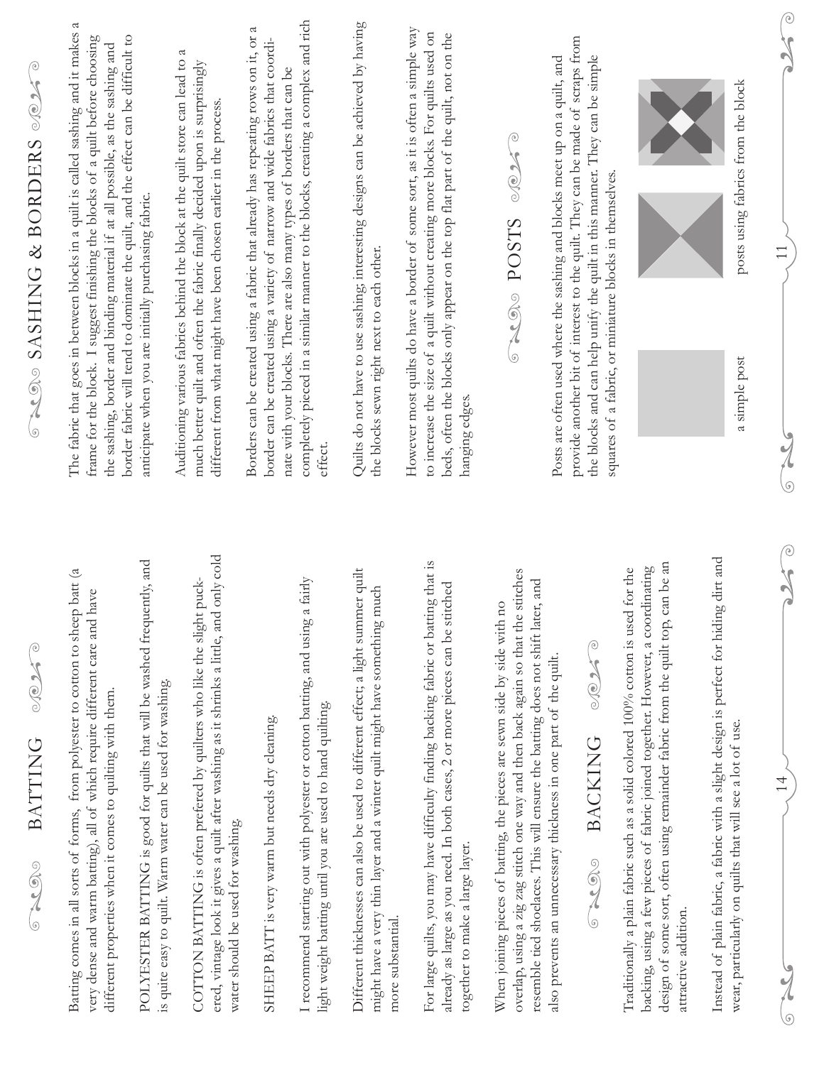# BATTING

Batting comes in all sorts of forms, from polyester to cotton to sheep batt (a very dense and warm batting), all of which require different care and have different properties when it comes to quilting with them.

POLYESTER BATTING is good for quilts that will be washed frequently, and is quite easy to quilt. Warm water can be used for washing.

COTTON BATTING is often prefered by quilters who like the slight puckered, vintage look it gives a quilt after washing as it shrinks a little, and only cold water should be used for washing.

SHEEP BATT is very warm but needs dry cleaning.

I recommend starting out with polyester or cotton batting, and using a fairly light weight batting until you are used to hand quilting.

Different thicknesses can also be used to different effect; a light summer quilt might have a very thin layer and a winter quilt might have something much more substantial.

For large quilts, you may have difficulty finding backing fabric or batting that is already as large as you need. In both cases, 2 or more pieces can be stitched together to make a large layer.

When joining pieces of batting, the pieces are sewn side by side with no overlap, using a zig zag stitch one way and then back again so that the stitches resemble tied shoelaces. This will ensure the batting does not shift later, and also prevents an unnecessary thickness in one part of the quilt.

# BACKING

Traditionally a plain fabric such as a solid colored 100% cotton is used for the backing, using a few pieces of fabric joined together. However, a coordinating design of some sort, often using remainder fabric from the quilt top, can be an attractive addition.

Instead of plain fabric, a fabric with a slight design is perfect for hiding dirt and wear, particularly on quilts that will see a lot of use.

# SASHING & BORDERS

The fabric that goes in between blocks in a quilt is called sashing and it makes a frame for the block. I suggest finishing the blocks of a quilt before choosing the sashing, border and binding material if at all possible, as the sashing and border fabric will tend to dominate the quilt, and the effect can be difficult to anticipate when you are initially purchasing fabric.

Auditioning various fabrics behind the block at the quilt store can lead to a much better quilt and often the fabric finally decided upon is surprisingly different from what might have been chosen earlier in the process.

Borders can be created using a fabric that already has repeating rows on it, or a border can be created using a variety of narrow and wide fabrics that coordinate with your blocks. There are also many types of borders that can be completely pieced in a similar manner to the blocks, creating a complex and rich effect.

Quilts do not have to use sashing; interesting designs can be achieved by having the blocks sewn right next to each other.

However most quilts do have a border of some sort, as it is often a simple way to increase the size of a quilt without creating more blocks. For quilts used on beds, often the blocks only appear on the top flat part of the quilt, not on the hanging edges.

# POSTS

Posts are often used where the sashing and blocks meet up on a quilt, and provide another bit of interest to the quilt. They can be made of scraps from the blocks and can help unify the quilt in this manner. They can be simple squares of a fabric, or miniature blocks in themselves.

a simple post

posts using fabrics from the block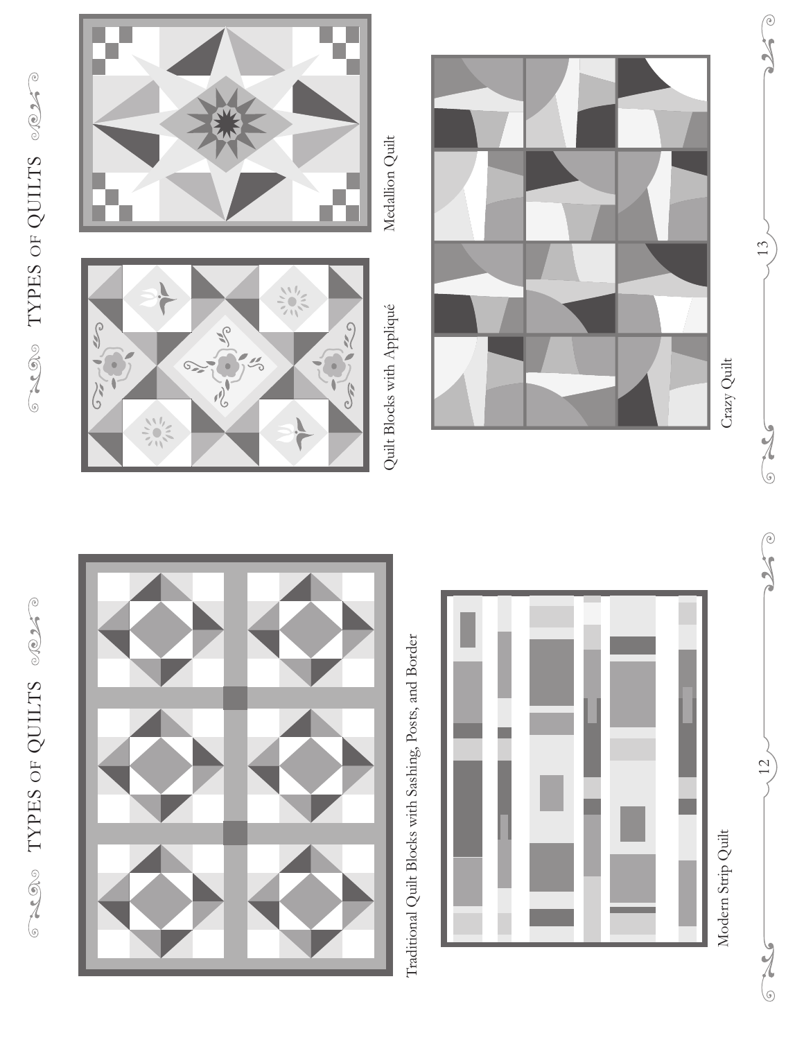# TYPES OF QUILTS

Traditional Quilt Blocks with Sashing, Posts, and Border

Modern Strip Quilt

# TYPES OF QUILTS

Quilt Blocks with Appliqué

Medallion Quilt

Crazy Quilt